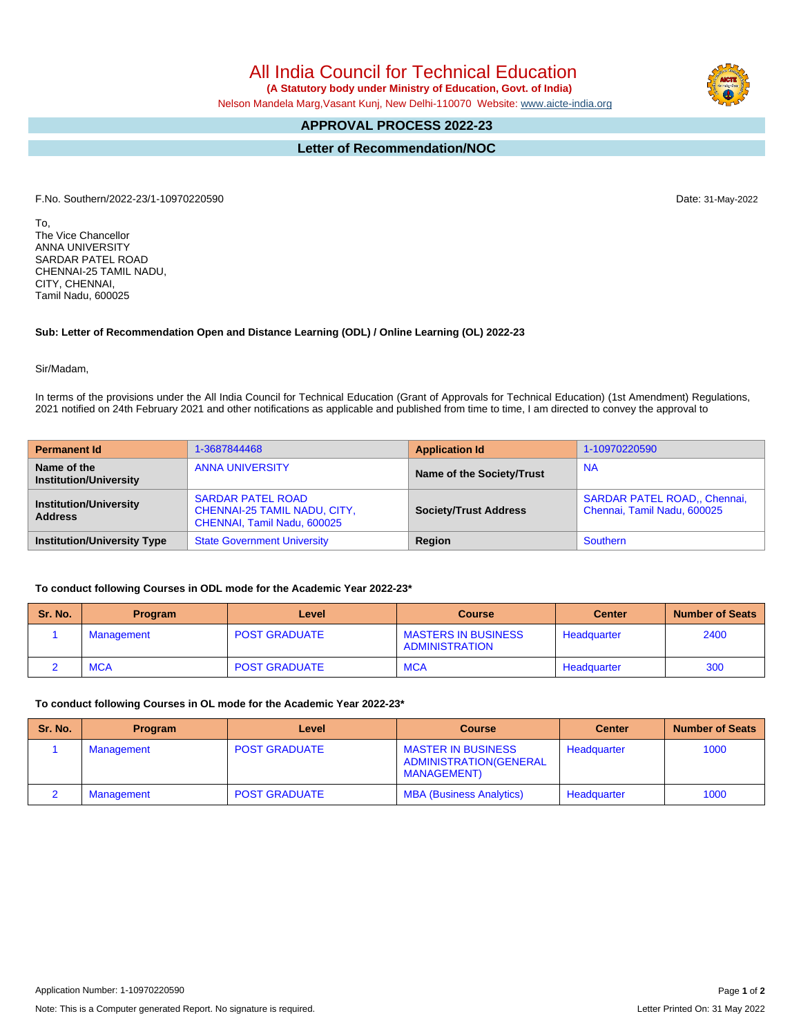# All India Council for Technical Education

**(A Statutory body under Ministry of Education, Govt. of India)**

Nelson Mandela Marg,Vasant Kunj, New Delhi-110070 Website: www.aicte-india.org

## APPROVAL PROCESS 2022-23

## Letter of Recommendation/NOC

F.No. Southern/2022-23/1-10970220590

Date: 31-May-2022

To,
The Vice Chancellor
ANNA UNIVERSITY
SARDAR PATEL ROAD
CHENNAI-25 TAMIL NADU,
CITY, CHENNAI,
Tamil Nadu, 600025

**Sub: Letter of Recommendation Open and Distance Learning (ODL) / Online Learning (OL) 2022-23**

Sir/Madam,

In terms of the provisions under the All India Council for Technical Education (Grant of Approvals for Technical Education) (1st Amendment) Regulations, 2021 notified on 24th February 2021 and other notifications as applicable and published from time to time, I am directed to convey the approval to

| **Permanent Id** | 1-3687844468 | **Application Id** | 1-10970220590 |
|---|---|---|---|
| **Name of the Institution/University** | ANNA UNIVERSITY | **Name of the Society/Trust** | NA |
| **Institution/University Address** | SARDAR PATEL ROAD CHENNAI-25 TAMIL NADU, CITY, CHENNAI, Tamil Nadu, 600025 | **Society/Trust Address** | SARDAR PATEL ROAD,, Chennai, Chennai, Tamil Nadu, 600025 |
| **Institution/University Type** | State Government University | **Region** | Southern |

**To conduct following Courses in ODL mode for the Academic Year 2022-23***

| Sr. No. | Program | Level | Course | Center | Number of Seats |
|---|---|---|---|---|---|
| 1 | Management | POST GRADUATE | MASTERS IN BUSINESS ADMINISTRATION | Headquarter | 2400 |
| 2 | MCA | POST GRADUATE | MCA | Headquarter | 300 |

**To conduct following Courses in OL mode for the Academic Year 2022-23***

| Sr. No. | Program | Level | Course | Center | Number of Seats |
|---|---|---|---|---|---|
| 1 | Management | POST GRADUATE | MASTER IN BUSINESS ADMINISTRATION(GENERAL MANAGEMENT) | Headquarter | 1000 |
| 2 | Management | POST GRADUATE | MBA (Business Analytics) | Headquarter | 1000 |

Application Number: 1-10970220590

Note: This is a Computer generated Report. No signature is required.

Letter Printed On: 31 May 2022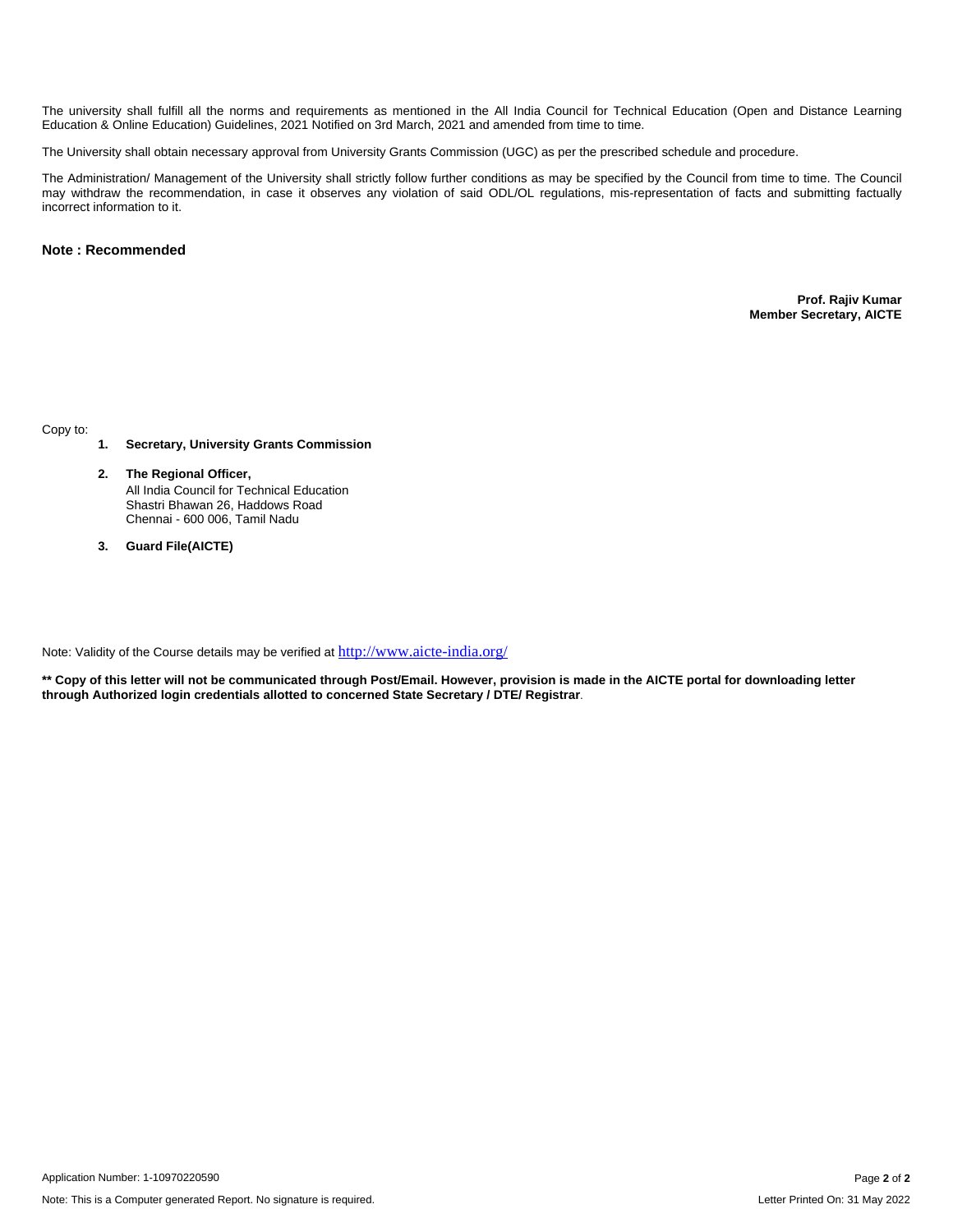The university shall fulfill all the norms and requirements as mentioned in the All India Council for Technical Education (Open and Distance Learning Education & Online Education) Guidelines, 2021 Notified on 3rd March, 2021 and amended from time to time.

The University shall obtain necessary approval from University Grants Commission (UGC) as per the prescribed schedule and procedure.

The Administration/ Management of the University shall strictly follow further conditions as may be specified by the Council from time to time. The Council may withdraw the recommendation, in case it observes any violation of said ODL/OL regulations, mis-representation of facts and submitting factually incorrect information to it.

**Note : Recommended**

**Prof. Rajiv Kumar**
**Member Secretary, AICTE**

Copy to:

1. **Secretary, University Grants Commission**

2. **The Regional Officer,**
   All India Council for Technical Education
   Shastri Bhawan 26, Haddows Road
   Chennai - 600 006, Tamil Nadu

3. **Guard File(AICTE)**

Note: Validity of the Course details may be verified at http://www.aicte-india.org/

**** Copy of this letter will not be communicated through Post/Email. However, provision is made in the AICTE portal for downloading letter through Authorized login credentials allotted to concerned State Secretary / DTE/ Registrar**.

Application Number: 1-10970220590

Note: This is a Computer generated Report. No signature is required.

Letter Printed On: 31 May 2022